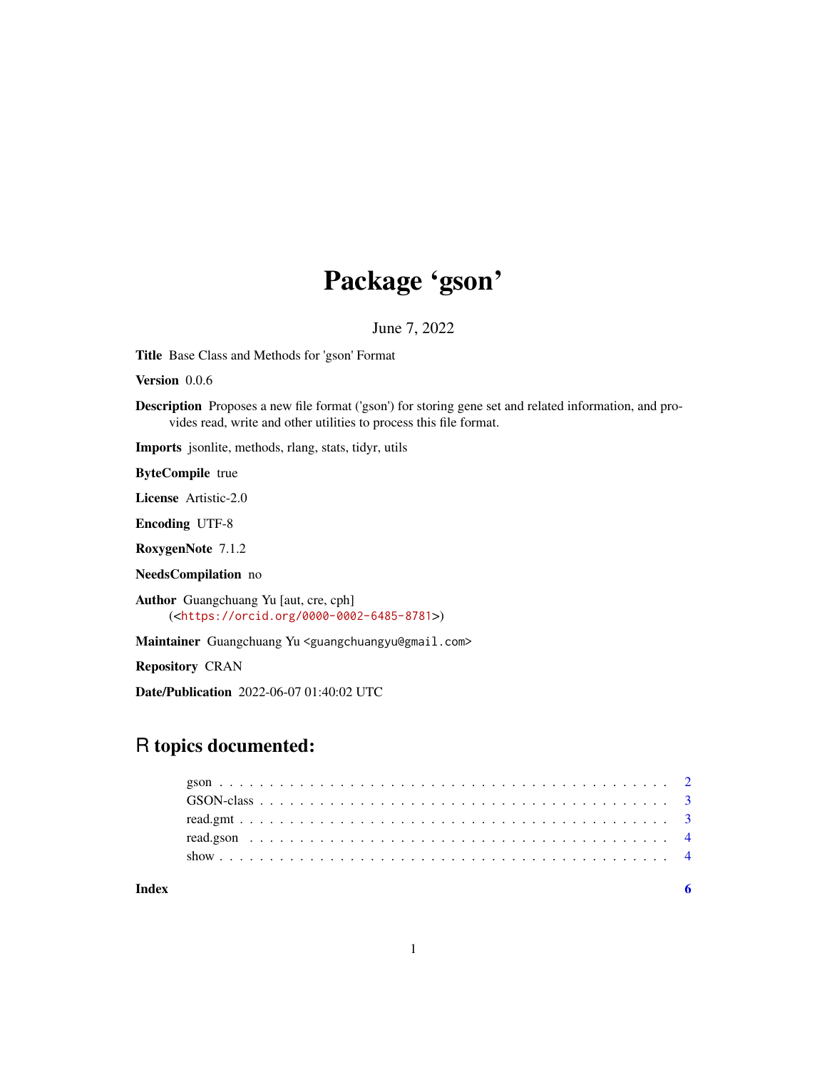# Package 'gson'

June 7, 2022

**Title** Base Class and Methods for 'gson' Format

**Version** 0.0.6

**Description** Proposes a new file format ('gson') for storing gene set and related information, and provides read, write and other utilities to process this file format.

**Imports** jsonlite, methods, rlang, stats, tidyr, utils

**ByteCompile** true

**License** Artistic-2.0

**Encoding** UTF-8

**RoxygenNote** 7.1.2

**NeedsCompilation** no

**Author** Guangchuang Yu [aut, cre, cph] (<https://orcid.org/0000-0002-6485-8781>)

**Maintainer** Guangchuang Yu <guangchuangyu@gmail.com>

**Repository** CRAN

**Date/Publication** 2022-06-07 01:40:02 UTC

## R topics documented:

- gson . . . . . . . . . . . . . . . . . . . . . . . . . . . . . . . . . . . . . . . . . . 2
- GSON-class . . . . . . . . . . . . . . . . . . . . . . . . . . . . . . . . . . . . . . . 3
- read.gmt . . . . . . . . . . . . . . . . . . . . . . . . . . . . . . . . . . . . . . . . 3
- read.gson . . . . . . . . . . . . . . . . . . . . . . . . . . . . . . . . . . . . . . . . 4
- show . . . . . . . . . . . . . . . . . . . . . . . . . . . . . . . . . . . . . . . . . . 4

**Index** **6**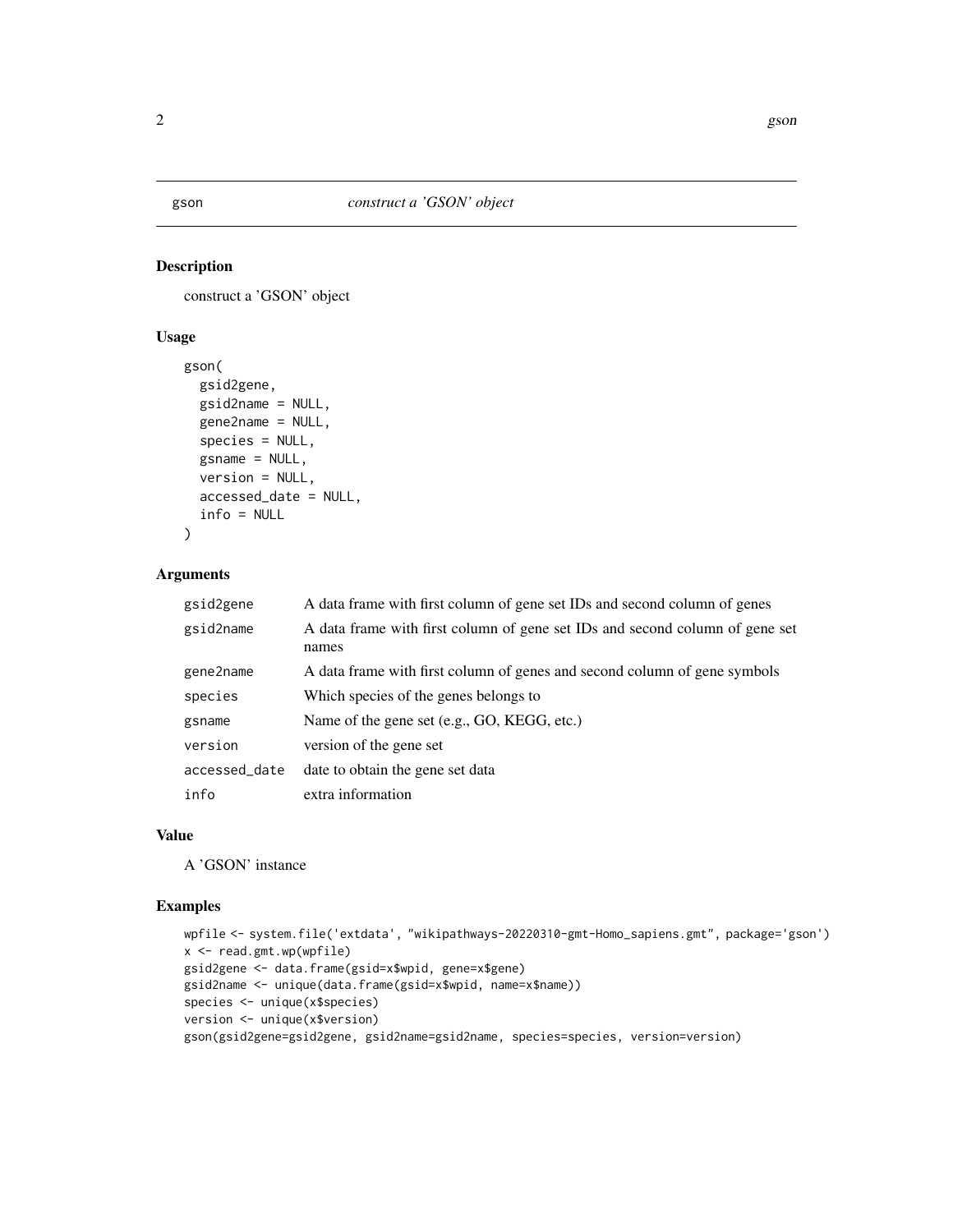## gson — *construct a 'GSON' object*

### Description

construct a 'GSON' object

### Usage

```
gson(
  gsid2gene,
  gsid2name = NULL,
  gene2name = NULL,
  species = NULL,
  gsname = NULL,
  version = NULL,
  accessed_date = NULL,
  info = NULL
)
```

### Arguments

| | |
|---|---|
| `gsid2gene` | A data frame with first column of gene set IDs and second column of genes |
| `gsid2name` | A data frame with first column of gene set IDs and second column of gene set names |
| `gene2name` | A data frame with first column of genes and second column of gene symbols |
| `species` | Which species of the genes belongs to |
| `gsname` | Name of the gene set (e.g., GO, KEGG, etc.) |
| `version` | version of the gene set |
| `accessed_date` | date to obtain the gene set data |
| `info` | extra information |

### Value

A 'GSON' instance

### Examples

```
wpfile <- system.file('extdata', "wikipathways-20220310-gmt-Homo_sapiens.gmt", package='gson')
x <- read.gmt.wp(wpfile)
gsid2gene <- data.frame(gsid=x$wpid, gene=x$gene)
gsid2name <- unique(data.frame(gsid=x$wpid, name=x$name))
species <- unique(x$species)
version <- unique(x$version)
gson(gsid2gene=gsid2gene, gsid2name=gsid2name, species=species, version=version)
```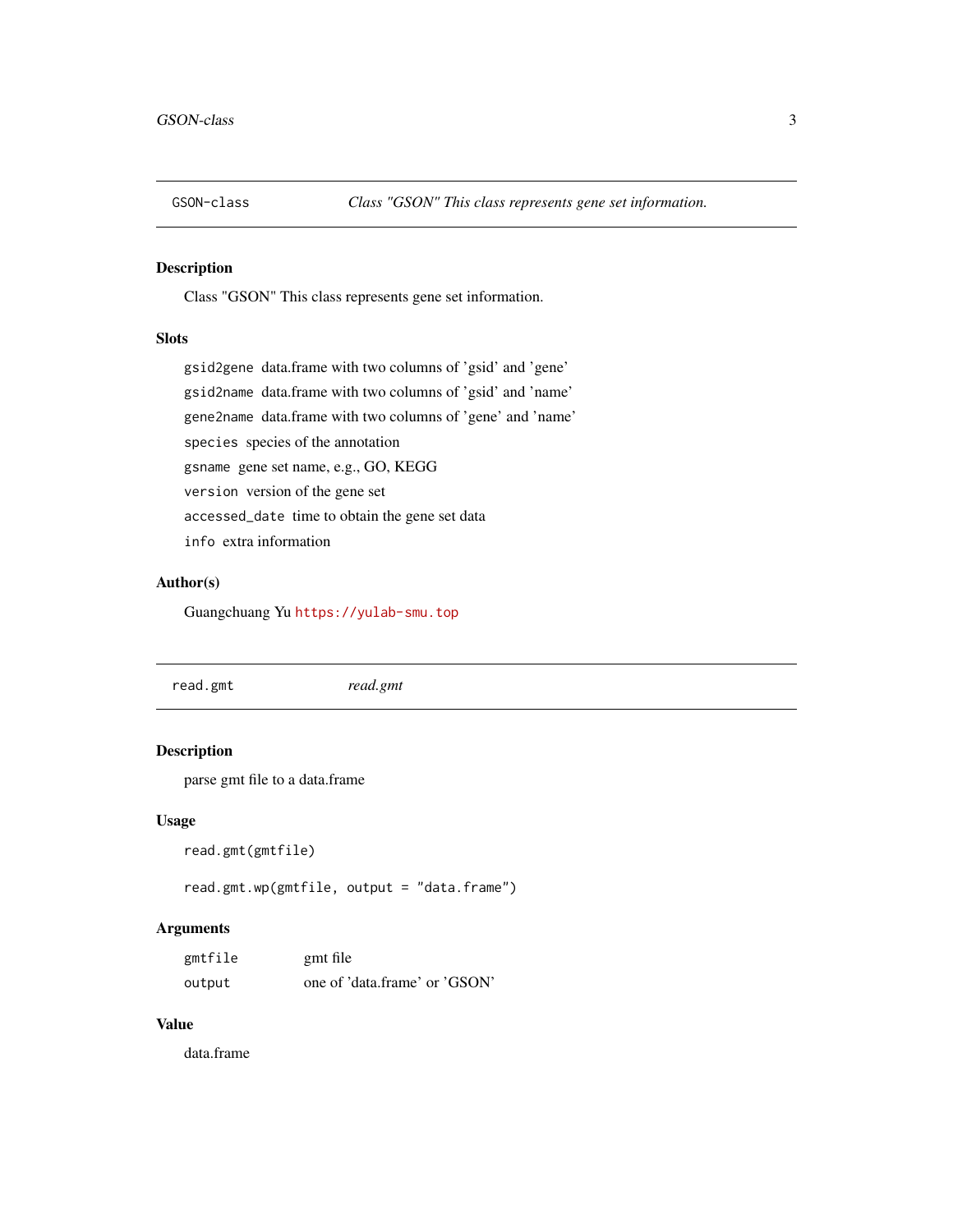## GSON-class — *Class "GSON" This class represents gene set information.*

### Description

Class "GSON" This class represents gene set information.

### Slots

- `gsid2gene` data.frame with two columns of 'gsid' and 'gene'
- `gsid2name` data.frame with two columns of 'gsid' and 'name'
- `gene2name` data.frame with two columns of 'gene' and 'name'
- `species` species of the annotation
- `gsname` gene set name, e.g., GO, KEGG
- `version` version of the gene set
- `accessed_date` time to obtain the gene set data
- `info` extra information

### Author(s)

Guangchuang Yu https://yulab-smu.top

## read.gmt — *read.gmt*

### Description

parse gmt file to a data.frame

### Usage

```
read.gmt(gmtfile)

read.gmt.wp(gmtfile, output = "data.frame")
```

### Arguments

| | |
|---|---|
| `gmtfile` | gmt file |
| `output` | one of 'data.frame' or 'GSON' |

### Value

data.frame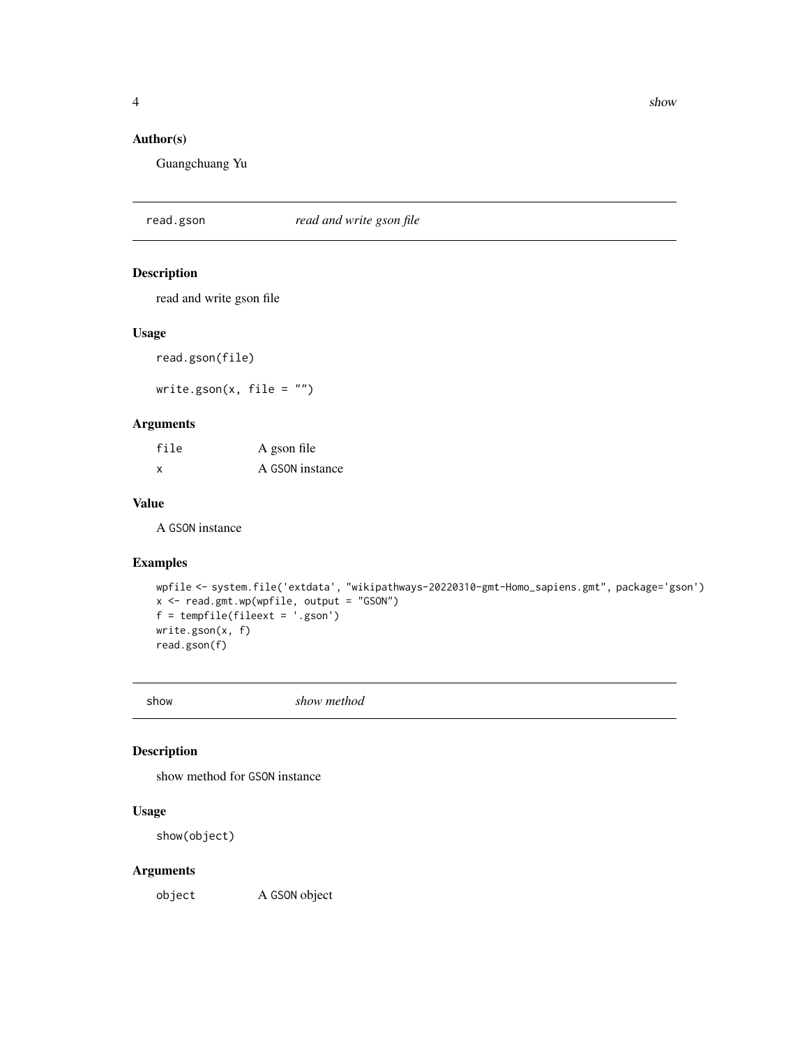### Author(s)

Guangchuang Yu

## read.gson — *read and write gson file*

### Description

read and write gson file

### Usage

```
read.gson(file)

write.gson(x, file = "")
```

### Arguments

| | |
|---|---|
| file | A gson file |
| x | A GSON instance |

### Value

A GSON instance

### Examples

```
wpfile <- system.file('extdata', "wikipathways-20220310-gmt-Homo_sapiens.gmt", package='gson')
x <- read.gmt.wp(wpfile, output = "GSON")
f = tempfile(fileext = '.gson')
write.gson(x, f)
read.gson(f)
```

## show — *show method*

### Description

show method for GSON instance

### Usage

```
show(object)
```

### Arguments

| | |
|---|---|
| object | A GSON object |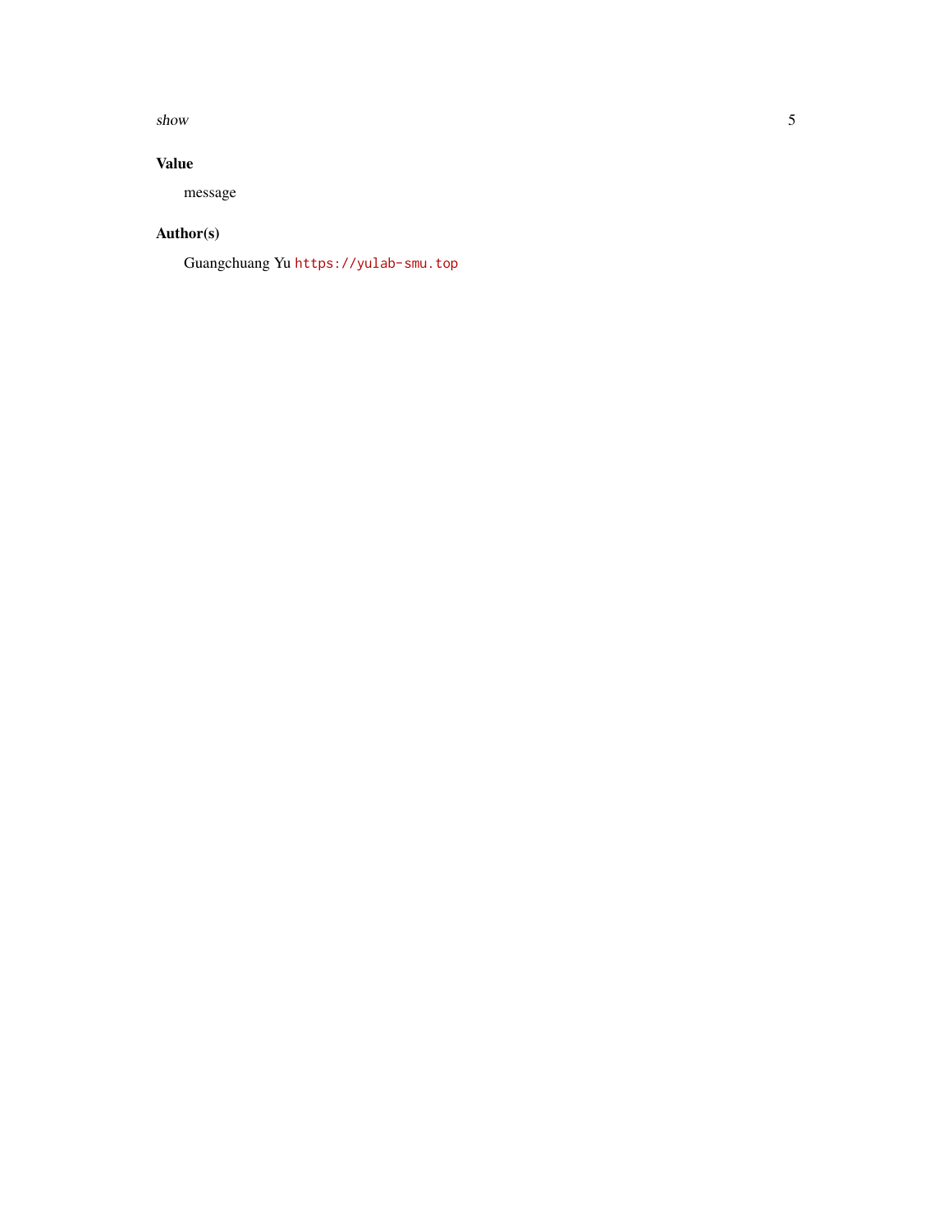## Value

message

## Author(s)

Guangchuang Yu `https://yulab-smu.top`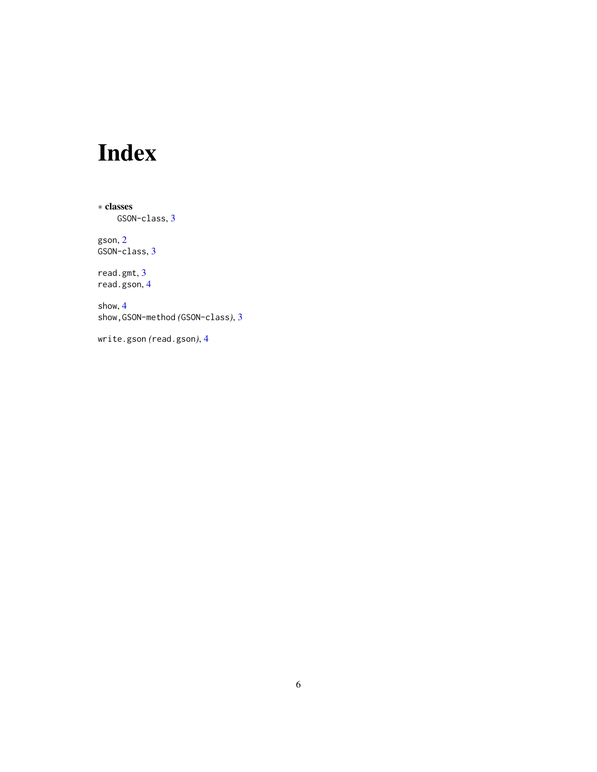# Index

∗ **classes**
    GSON-class, 3

gson, 2
GSON-class, 3

read.gmt, 3
read.gson, 4

show, 4
show,GSON-method *(*GSON-class*)*, 3

write.gson *(*read.gson*)*, 4